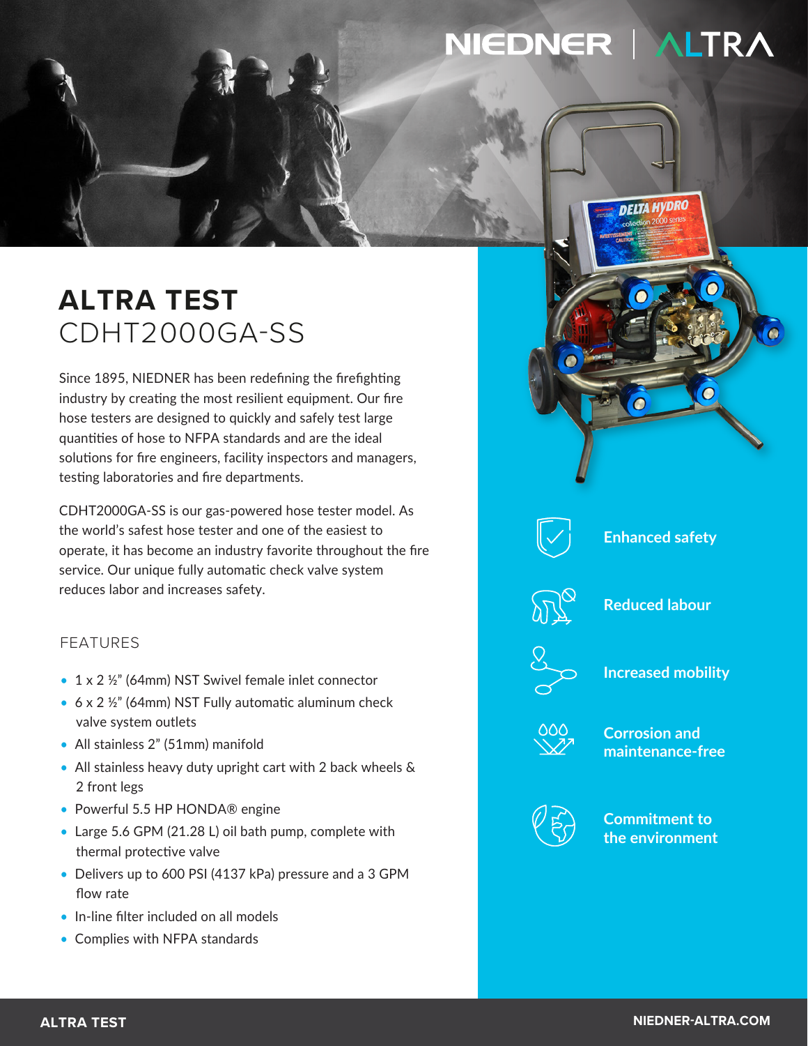NIEDNER | ALTRA

# ALTRA TEST

## CDHT2000GA-SS

Since 1895, NIEDNER has been redefining the firefighting industry by creating the most resilient equipment. Our fire hose testers are designed to quickly and safely test large quantities of hose to NFPA standards and are the ideal solutions for fire engineers, facility inspectors and managers, testing laboratories and fire departments.

CDHT2000GA-SS is our gas-powered hose tester model. As the world's safest hose tester and one of the easiest to operate, it has become an industry favorite throughout the fire service. Our unique fully automatic check valve system reduces labor and increases safety.

### FEATURES

- 1 x 2 ½" (64mm) NST Swivel female inlet connector
- 6 x 2 ½" (64mm) NST Fully automatic aluminum check valve system outlets
- All stainless 2" (51mm) manifold
- All stainless heavy duty upright cart with 2 back wheels & 2 front legs
- Powerful 5.5 HP HONDA® engine
- Large 5.6 GPM (21.28 L) oil bath pump, complete with thermal protective valve
- Delivers up to 600 PSI (4137 kPa) pressure and a 3 GPM flow rate
- In-line filter included on all models
- Complies with NFPA standards

**Enhanced safety**

**Reduced labour**

**Increased mobility**

**Corrosion and maintenance-free**

**Commitment to the environment**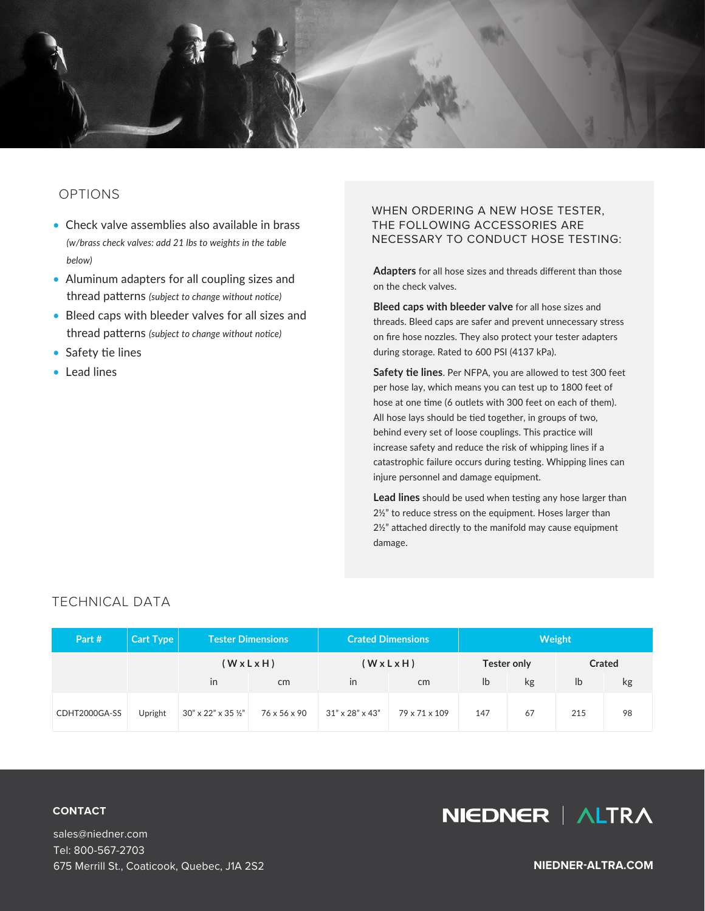## OPTIONS

- Check valve assemblies also available in brass *(w/brass check valves: add 21 lbs to weights in the table below)*
- Aluminum adapters for all coupling sizes and thread patterns *(subject to change without notice)*
- Bleed caps with bleeder valves for all sizes and thread patterns *(subject to change without notice)*
- Safety tie lines
- Lead lines

### WHEN ORDERING A NEW HOSE TESTER, THE FOLLOWING ACCESSORIES ARE NECESSARY TO CONDUCT HOSE TESTING:

**Adapters** for all hose sizes and threads different than those on the check valves.

**Bleed caps with bleeder valve** for all hose sizes and threads. Bleed caps are safer and prevent unnecessary stress on fire hose nozzles. They also protect your tester adapters during storage. Rated to 600 PSI (4137 kPa).

**Safety tie lines**. Per NFPA, you are allowed to test 300 feet per hose lay, which means you can test up to 1800 feet of hose at one time (6 outlets with 300 feet on each of them). All hose lays should be tied together, in groups of two, behind every set of loose couplings. This practice will increase safety and reduce the risk of whipping lines if a catastrophic failure occurs during testing. Whipping lines can injure personnel and damage equipment.

**Lead lines** should be used when testing any hose larger than 2½" to reduce stress on the equipment. Hoses larger than 2½" attached directly to the manifold may cause equipment damage.

## TECHNICAL DATA

| Part # | Cart Type | Tester Dimensions | | Crated Dimensions | | Weight | | | |
|---|---|---|---|---|---|---|---|---|---|
| | | (W x L x H) | | (W x L x H) | | Tester only | | Crated | |
| | | in | cm | in | cm | lb | kg | lb | kg |
| CDHT2000GA-SS | Upright | 30" x 22" x 35 ½" | 76 x 56 x 90 | 31" x 28" x 43" | 79 x 71 x 109 | 147 | 67 | 215 | 98 |

**CONTACT**

sales@niedner.com
Tel: 800-567-2703
675 Merrill St., Coaticook, Quebec, J1A 2S2

NIEDNER | ALTRA

NIEDNER-ALTRA.COM